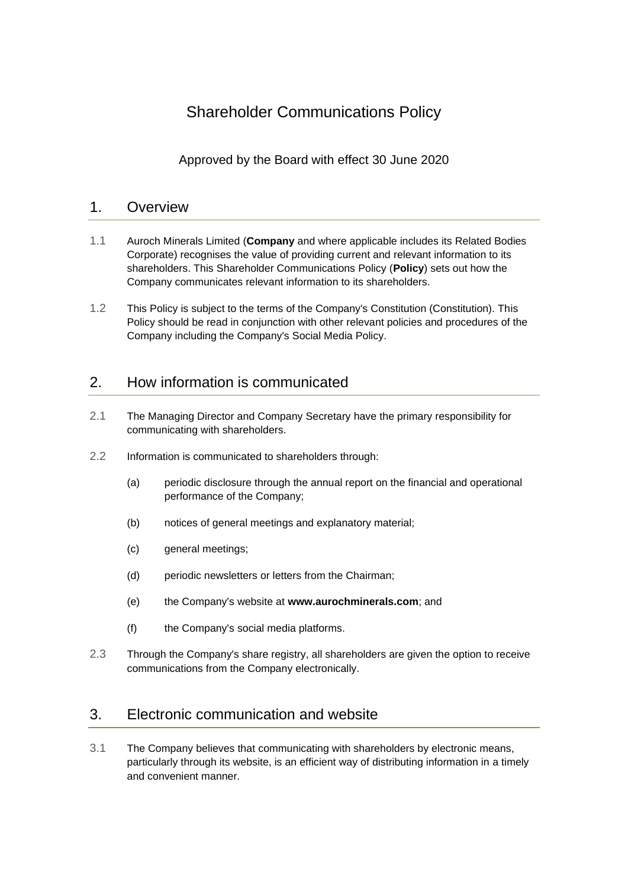# Shareholder Communications Policy

Approved by the Board with effect 30 June 2020

## 1. Overview

1.1 Auroch Minerals Limited (**Company** and where applicable includes its Related Bodies Corporate) recognises the value of providing current and relevant information to its shareholders. This Shareholder Communications Policy (**Policy**) sets out how the Company communicates relevant information to its shareholders.

1.2 This Policy is subject to the terms of the Company's Constitution (Constitution). This Policy should be read in conjunction with other relevant policies and procedures of the Company including the Company's Social Media Policy.

## 2. How information is communicated

2.1 The Managing Director and Company Secretary have the primary responsibility for communicating with shareholders.

2.2 Information is communicated to shareholders through:

(a) periodic disclosure through the annual report on the financial and operational performance of the Company;

(b) notices of general meetings and explanatory material;

(c) general meetings;

(d) periodic newsletters or letters from the Chairman;

(e) the Company's website at **www.aurochminerals.com**; and

(f) the Company's social media platforms.

2.3 Through the Company's share registry, all shareholders are given the option to receive communications from the Company electronically.

## 3. Electronic communication and website

3.1 The Company believes that communicating with shareholders by electronic means, particularly through its website, is an efficient way of distributing information in a timely and convenient manner.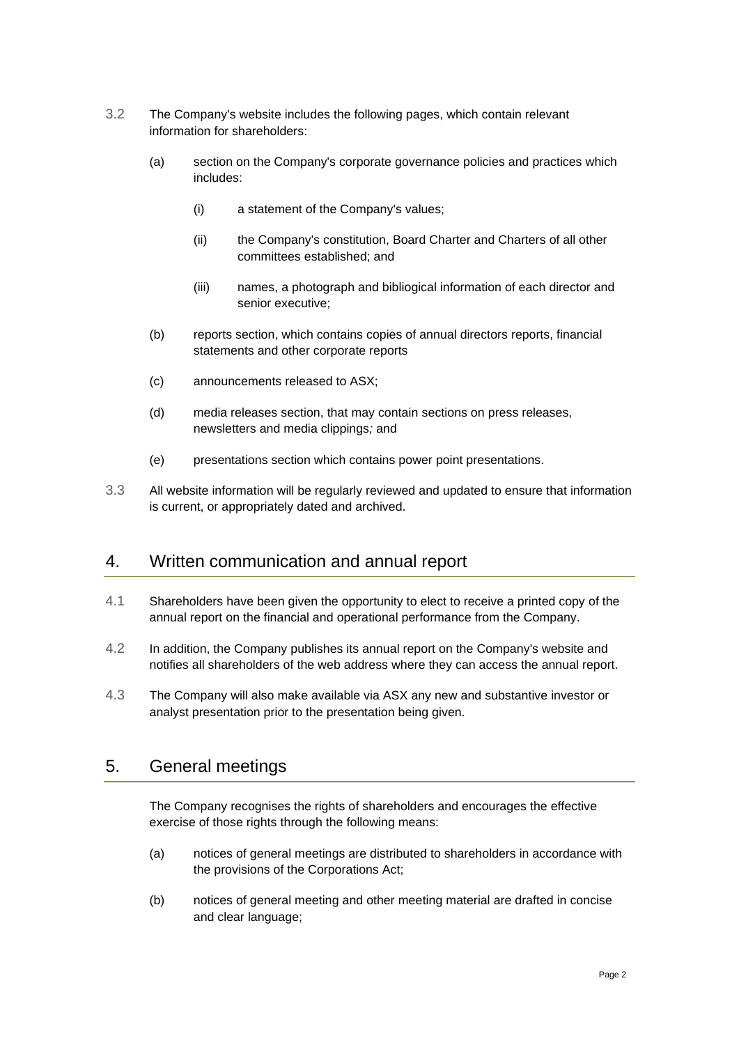3.2 The Company's website includes the following pages, which contain relevant information for shareholders:

(a) section on the Company's corporate governance policies and practices which includes:

(i) a statement of the Company's values;

(ii) the Company's constitution, Board Charter and Charters of all other committees established; and

(iii) names, a photograph and bibliogical information of each director and senior executive;

(b) reports section, which contains copies of annual directors reports, financial statements and other corporate reports

(c) announcements released to ASX;

(d) media releases section, that may contain sections on press releases, newsletters and media clippings*;* and

(e) presentations section which contains power point presentations.

3.3 All website information will be regularly reviewed and updated to ensure that information is current, or appropriately dated and archived.

## 4. Written communication and annual report

4.1 Shareholders have been given the opportunity to elect to receive a printed copy of the annual report on the financial and operational performance from the Company.

4.2 In addition, the Company publishes its annual report on the Company's website and notifies all shareholders of the web address where they can access the annual report.

4.3 The Company will also make available via ASX any new and substantive investor or analyst presentation prior to the presentation being given.

## 5. General meetings

The Company recognises the rights of shareholders and encourages the effective exercise of those rights through the following means:

(a) notices of general meetings are distributed to shareholders in accordance with the provisions of the Corporations Act;

(b) notices of general meeting and other meeting material are drafted in concise and clear language;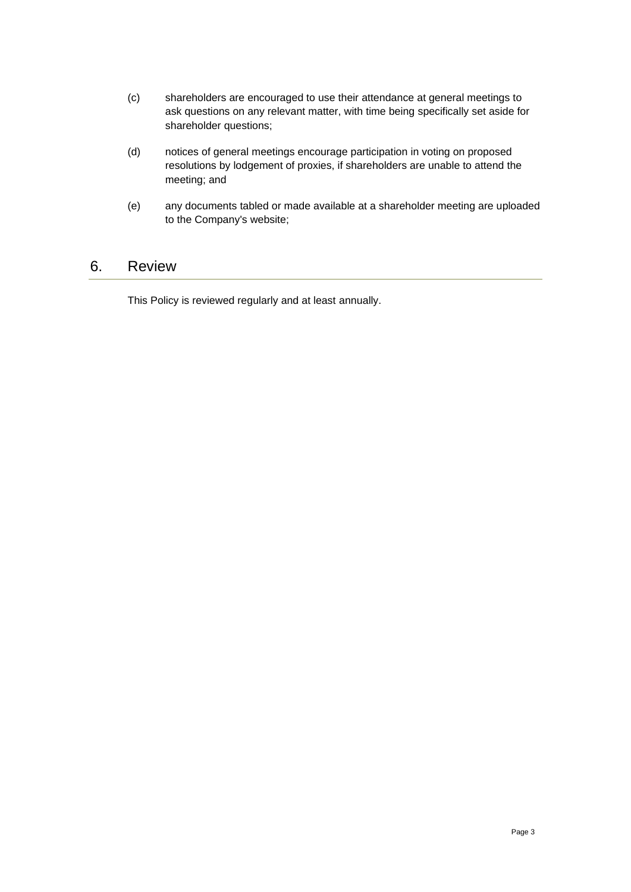(c) shareholders are encouraged to use their attendance at general meetings to ask questions on any relevant matter, with time being specifically set aside for shareholder questions;

(d) notices of general meetings encourage participation in voting on proposed resolutions by lodgement of proxies, if shareholders are unable to attend the meeting; and

(e) any documents tabled or made available at a shareholder meeting are uploaded to the Company's website;

## 6. Review

This Policy is reviewed regularly and at least annually.